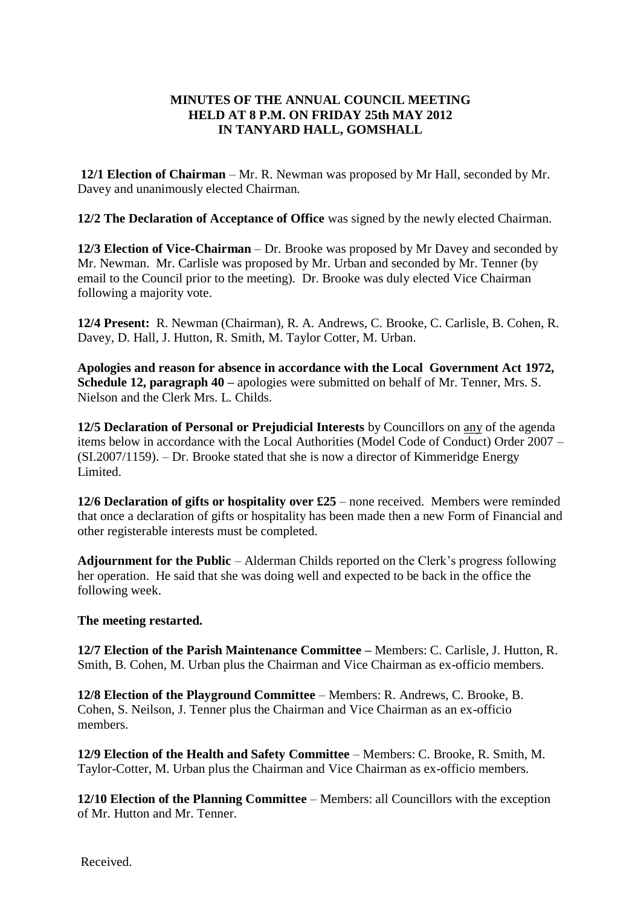**MINUTES OF THE ANNUAL COUNCIL MEETING HELD AT 8 P.M. ON FRIDAY 25th MAY 2012 IN TANYARD HALL, GOMSHALL**

**12/1 Election of Chairman** – Mr. R. Newman was proposed by Mr Hall, seconded by Mr. Davey and unanimously elected Chairman.

**12/2 The Declaration of Acceptance of Office** was signed by the newly elected Chairman.

**12/3 Election of Vice-Chairman** – Dr. Brooke was proposed by Mr Davey and seconded by Mr. Newman. Mr. Carlisle was proposed by Mr. Urban and seconded by Mr. Tenner (by email to the Council prior to the meeting). Dr. Brooke was duly elected Vice Chairman following a majority vote.

**12/4 Present:** R. Newman (Chairman), R. A. Andrews, C. Brooke, C. Carlisle, B. Cohen, R. Davey, D. Hall, J. Hutton, R. Smith, M. Taylor Cotter, M. Urban.

**Apologies and reason for absence in accordance with the Local Government Act 1972, Schedule 12, paragraph 40 –** apologies were submitted on behalf of Mr. Tenner, Mrs. S. Nielson and the Clerk Mrs. L. Childs.

**12/5 Declaration of Personal or Prejudicial Interests** by Councillors on any of the agenda items below in accordance with the Local Authorities (Model Code of Conduct) Order 2007 – (SI.2007/1159). – Dr. Brooke stated that she is now a director of Kimmeridge Energy Limited.

**12/6 Declaration of gifts or hospitality over £25** – none received. Members were reminded that once a declaration of gifts or hospitality has been made then a new Form of Financial and other registerable interests must be completed.

**Adjournment for the Public** – Alderman Childs reported on the Clerk's progress following her operation. He said that she was doing well and expected to be back in the office the following week.

**The meeting restarted.**

**12/7 Election of the Parish Maintenance Committee –** Members: C. Carlisle, J. Hutton, R. Smith, B. Cohen, M. Urban plus the Chairman and Vice Chairman as ex-officio members.

**12/8 Election of the Playground Committee** – Members: R. Andrews, C. Brooke, B. Cohen, S. Neilson, J. Tenner plus the Chairman and Vice Chairman as an ex-officio members.

**12/9 Election of the Health and Safety Committee** – Members: C. Brooke, R. Smith, M. Taylor-Cotter, M. Urban plus the Chairman and Vice Chairman as ex-officio members.

**12/10 Election of the Planning Committee** – Members: all Councillors with the exception of Mr. Hutton and Mr. Tenner.

Received.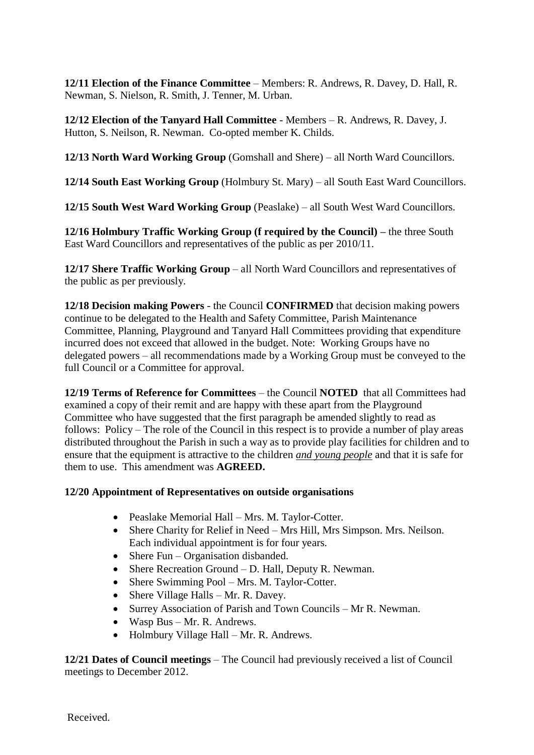**12/11 Election of the Finance Committee** – Members: R. Andrews, R. Davey, D. Hall, R. Newman, S. Nielson, R. Smith, J. Tenner, M. Urban.

**12/12 Election of the Tanyard Hall Committee** - Members – R. Andrews, R. Davey, J. Hutton, S. Neilson, R. Newman. Co-opted member K. Childs.

**12/13 North Ward Working Group** (Gomshall and Shere) – all North Ward Councillors.

**12/14 South East Working Group** (Holmbury St. Mary) – all South East Ward Councillors.

**12/15 South West Ward Working Group** (Peaslake) – all South West Ward Councillors.

**12/16 Holmbury Traffic Working Group (f required by the Council) –** the three South East Ward Councillors and representatives of the public as per 2010/11.

**12/17 Shere Traffic Working Group** – all North Ward Councillors and representatives of the public as per previously.

**12/18 Decision making Powers** - the Council **CONFIRMED** that decision making powers continue to be delegated to the Health and Safety Committee, Parish Maintenance Committee, Planning, Playground and Tanyard Hall Committees providing that expenditure incurred does not exceed that allowed in the budget. Note: Working Groups have no delegated powers – all recommendations made by a Working Group must be conveyed to the full Council or a Committee for approval.

**12/19 Terms of Reference for Committees** – the Council **NOTED** that all Committees had examined a copy of their remit and are happy with these apart from the Playground Committee who have suggested that the first paragraph be amended slightly to read as follows: Policy – The role of the Council in this respect is to provide a number of play areas distributed throughout the Parish in such a way as to provide play facilities for children and to ensure that the equipment is attractive to the children ***and young people*** and that it is safe for them to use. This amendment was **AGREED.**

**12/20 Appointment of Representatives on outside organisations**

- Peaslake Memorial Hall – Mrs. M. Taylor-Cotter.
- Shere Charity for Relief in Need – Mrs Hill, Mrs Simpson. Mrs. Neilson. Each individual appointment is for four years.
- Shere Fun – Organisation disbanded.
- Shere Recreation Ground – D. Hall, Deputy R. Newman.
- Shere Swimming Pool – Mrs. M. Taylor-Cotter.
- Shere Village Halls – Mr. R. Davey.
- Surrey Association of Parish and Town Councils – Mr R. Newman.
- Wasp Bus – Mr. R. Andrews.
- Holmbury Village Hall – Mr. R. Andrews.

**12/21 Dates of Council meetings** – The Council had previously received a list of Council meetings to December 2012.

Received.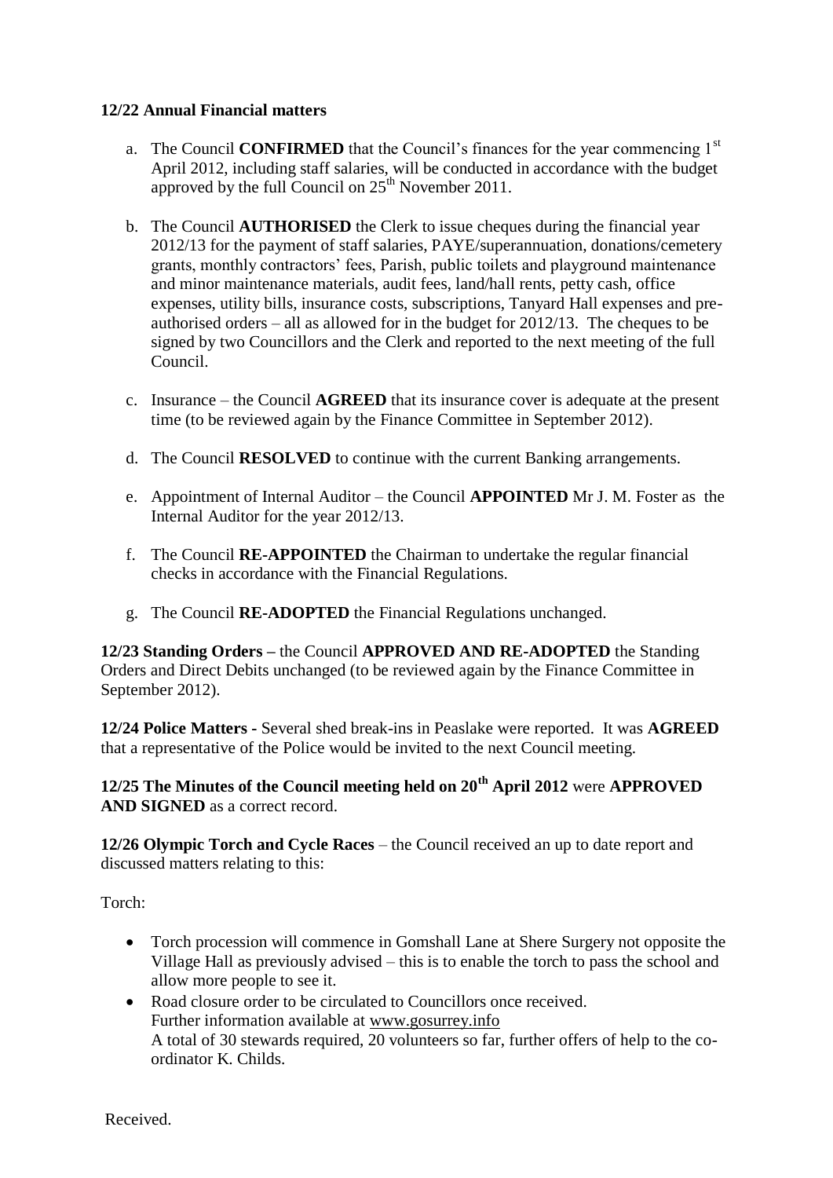**12/22 Annual Financial matters**

a. The Council **CONFIRMED** that the Council's finances for the year commencing 1st April 2012, including staff salaries, will be conducted in accordance with the budget approved by the full Council on 25th November 2011.

b. The Council **AUTHORISED** the Clerk to issue cheques during the financial year 2012/13 for the payment of staff salaries, PAYE/superannuation, donations/cemetery grants, monthly contractors' fees, Parish, public toilets and playground maintenance and minor maintenance materials, audit fees, land/hall rents, petty cash, office expenses, utility bills, insurance costs, subscriptions, Tanyard Hall expenses and pre-authorised orders – all as allowed for in the budget for 2012/13. The cheques to be signed by two Councillors and the Clerk and reported to the next meeting of the full Council.

c. Insurance – the Council **AGREED** that its insurance cover is adequate at the present time (to be reviewed again by the Finance Committee in September 2012).

d. The Council **RESOLVED** to continue with the current Banking arrangements.

e. Appointment of Internal Auditor – the Council **APPOINTED** Mr J. M. Foster as the Internal Auditor for the year 2012/13.

f. The Council **RE-APPOINTED** the Chairman to undertake the regular financial checks in accordance with the Financial Regulations.

g. The Council **RE-ADOPTED** the Financial Regulations unchanged.

**12/23 Standing Orders –** the Council **APPROVED AND RE-ADOPTED** the Standing Orders and Direct Debits unchanged (to be reviewed again by the Finance Committee in September 2012).

**12/24 Police Matters -** Several shed break-ins in Peaslake were reported. It was **AGREED** that a representative of the Police would be invited to the next Council meeting.

**12/25 The Minutes of the Council meeting held on 20th April 2012** were **APPROVED AND SIGNED** as a correct record.

**12/26 Olympic Torch and Cycle Races** – the Council received an up to date report and discussed matters relating to this:

Torch:

- Torch procession will commence in Gomshall Lane at Shere Surgery not opposite the Village Hall as previously advised – this is to enable the torch to pass the school and allow more people to see it.
- Road closure order to be circulated to Councillors once received.
  Further information available at www.gosurrey.info
  A total of 30 stewards required, 20 volunteers so far, further offers of help to the co-ordinator K. Childs.

Received.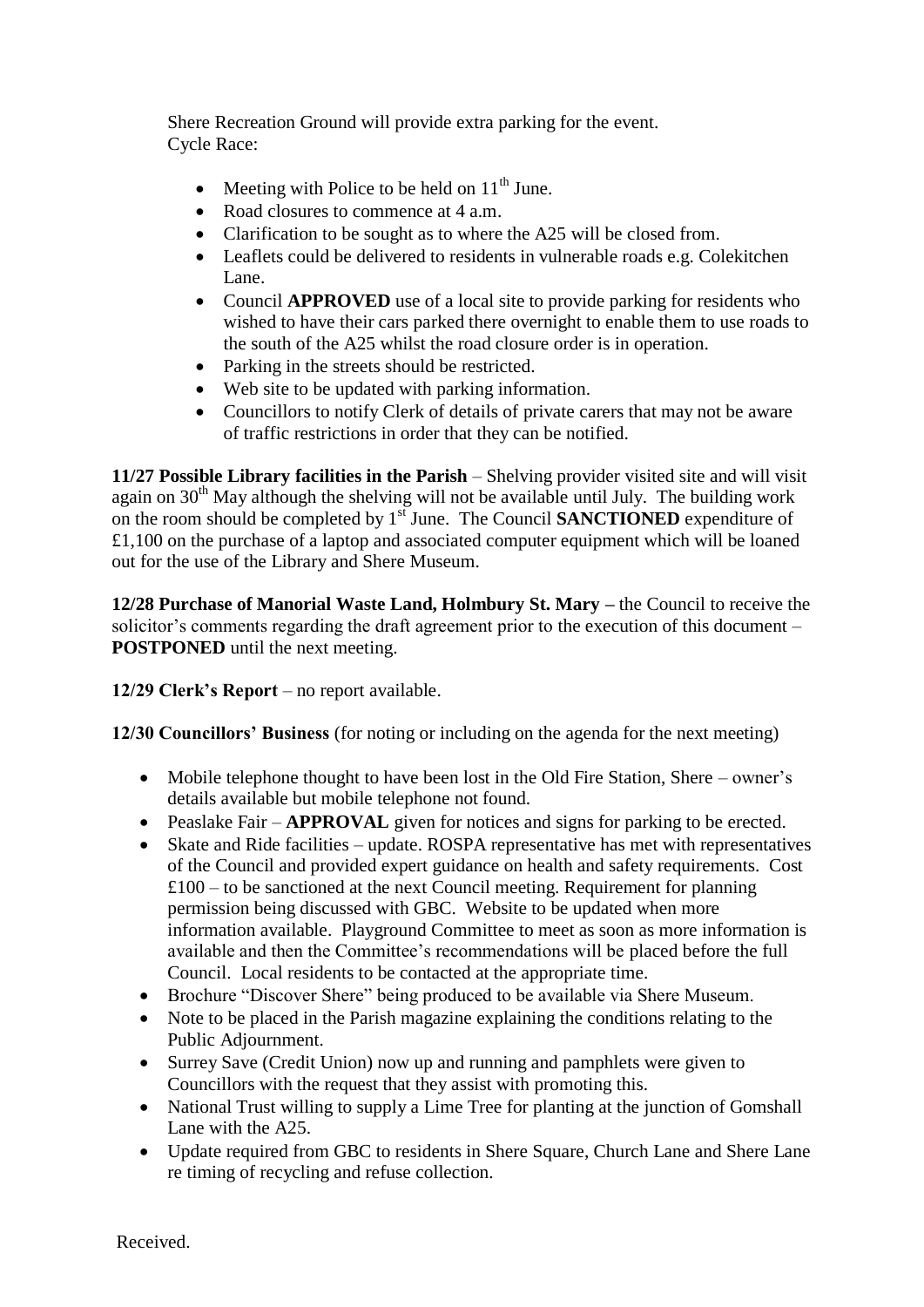Shere Recreation Ground will provide extra parking for the event.
Cycle Race:

- Meeting with Police to be held on 11th June.
- Road closures to commence at 4 a.m.
- Clarification to be sought as to where the A25 will be closed from.
- Leaflets could be delivered to residents in vulnerable roads e.g. Colekitchen Lane.
- Council **APPROVED** use of a local site to provide parking for residents who wished to have their cars parked there overnight to enable them to use roads to the south of the A25 whilst the road closure order is in operation.
- Parking in the streets should be restricted.
- Web site to be updated with parking information.
- Councillors to notify Clerk of details of private carers that may not be aware of traffic restrictions in order that they can be notified.

**11/27 Possible Library facilities in the Parish** – Shelving provider visited site and will visit again on 30th May although the shelving will not be available until July. The building work on the room should be completed by 1st June. The Council **SANCTIONED** expenditure of £1,100 on the purchase of a laptop and associated computer equipment which will be loaned out for the use of the Library and Shere Museum.

**12/28 Purchase of Manorial Waste Land, Holmbury St. Mary –** the Council to receive the solicitor's comments regarding the draft agreement prior to the execution of this document – **POSTPONED** until the next meeting.

**12/29 Clerk's Report** – no report available.

**12/30 Councillors' Business** (for noting or including on the agenda for the next meeting)

- Mobile telephone thought to have been lost in the Old Fire Station, Shere – owner's details available but mobile telephone not found.
- Peaslake Fair – **APPROVAL** given for notices and signs for parking to be erected.
- Skate and Ride facilities – update. ROSPA representative has met with representatives of the Council and provided expert guidance on health and safety requirements. Cost £100 – to be sanctioned at the next Council meeting. Requirement for planning permission being discussed with GBC. Website to be updated when more information available. Playground Committee to meet as soon as more information is available and then the Committee's recommendations will be placed before the full Council. Local residents to be contacted at the appropriate time.
- Brochure "Discover Shere" being produced to be available via Shere Museum.
- Note to be placed in the Parish magazine explaining the conditions relating to the Public Adjournment.
- Surrey Save (Credit Union) now up and running and pamphlets were given to Councillors with the request that they assist with promoting this.
- National Trust willing to supply a Lime Tree for planting at the junction of Gomshall Lane with the A25.
- Update required from GBC to residents in Shere Square, Church Lane and Shere Lane re timing of recycling and refuse collection.

Received.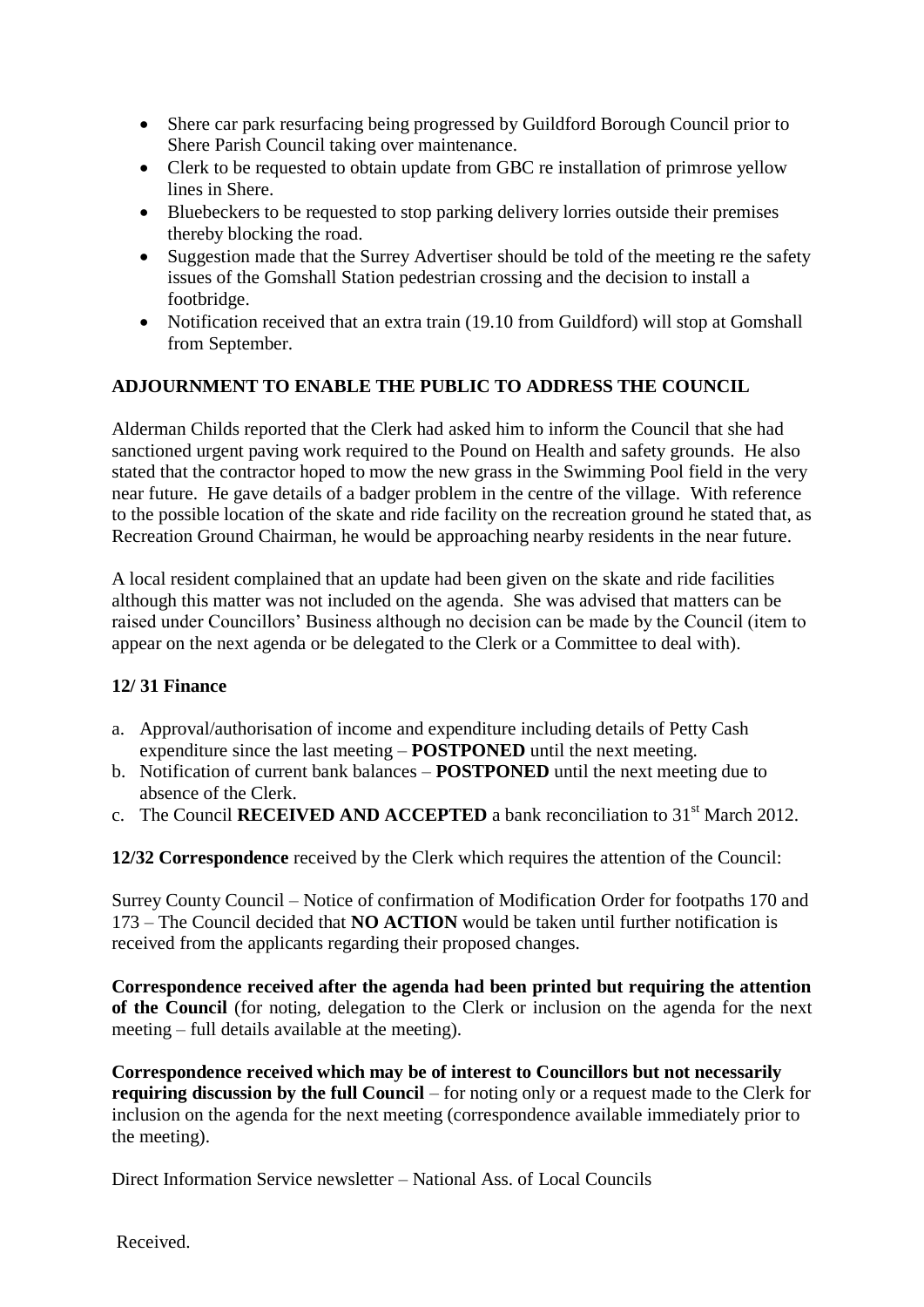- Shere car park resurfacing being progressed by Guildford Borough Council prior to Shere Parish Council taking over maintenance.
- Clerk to be requested to obtain update from GBC re installation of primrose yellow lines in Shere.
- Bluebeckers to be requested to stop parking delivery lorries outside their premises thereby blocking the road.
- Suggestion made that the Surrey Advertiser should be told of the meeting re the safety issues of the Gomshall Station pedestrian crossing and the decision to install a footbridge.
- Notification received that an extra train (19.10 from Guildford) will stop at Gomshall from September.

**ADJOURNMENT TO ENABLE THE PUBLIC TO ADDRESS THE COUNCIL**

Alderman Childs reported that the Clerk had asked him to inform the Council that she had sanctioned urgent paving work required to the Pound on Health and safety grounds. He also stated that the contractor hoped to mow the new grass in the Swimming Pool field in the very near future. He gave details of a badger problem in the centre of the village. With reference to the possible location of the skate and ride facility on the recreation ground he stated that, as Recreation Ground Chairman, he would be approaching nearby residents in the near future.

A local resident complained that an update had been given on the skate and ride facilities although this matter was not included on the agenda. She was advised that matters can be raised under Councillors' Business although no decision can be made by the Council (item to appear on the next agenda or be delegated to the Clerk or a Committee to deal with).

**12/ 31 Finance**

a. Approval/authorisation of income and expenditure including details of Petty Cash expenditure since the last meeting – **POSTPONED** until the next meeting.
b. Notification of current bank balances – **POSTPONED** until the next meeting due to absence of the Clerk.
c. The Council **RECEIVED AND ACCEPTED** a bank reconciliation to 31st March 2012.

**12/32 Correspondence** received by the Clerk which requires the attention of the Council:

Surrey County Council – Notice of confirmation of Modification Order for footpaths 170 and 173 – The Council decided that **NO ACTION** would be taken until further notification is received from the applicants regarding their proposed changes.

**Correspondence received after the agenda had been printed but requiring the attention of the Council** (for noting, delegation to the Clerk or inclusion on the agenda for the next meeting – full details available at the meeting).

**Correspondence received which may be of interest to Councillors but not necessarily requiring discussion by the full Council** – for noting only or a request made to the Clerk for inclusion on the agenda for the next meeting (correspondence available immediately prior to the meeting).

Direct Information Service newsletter – National Ass. of Local Councils

Received.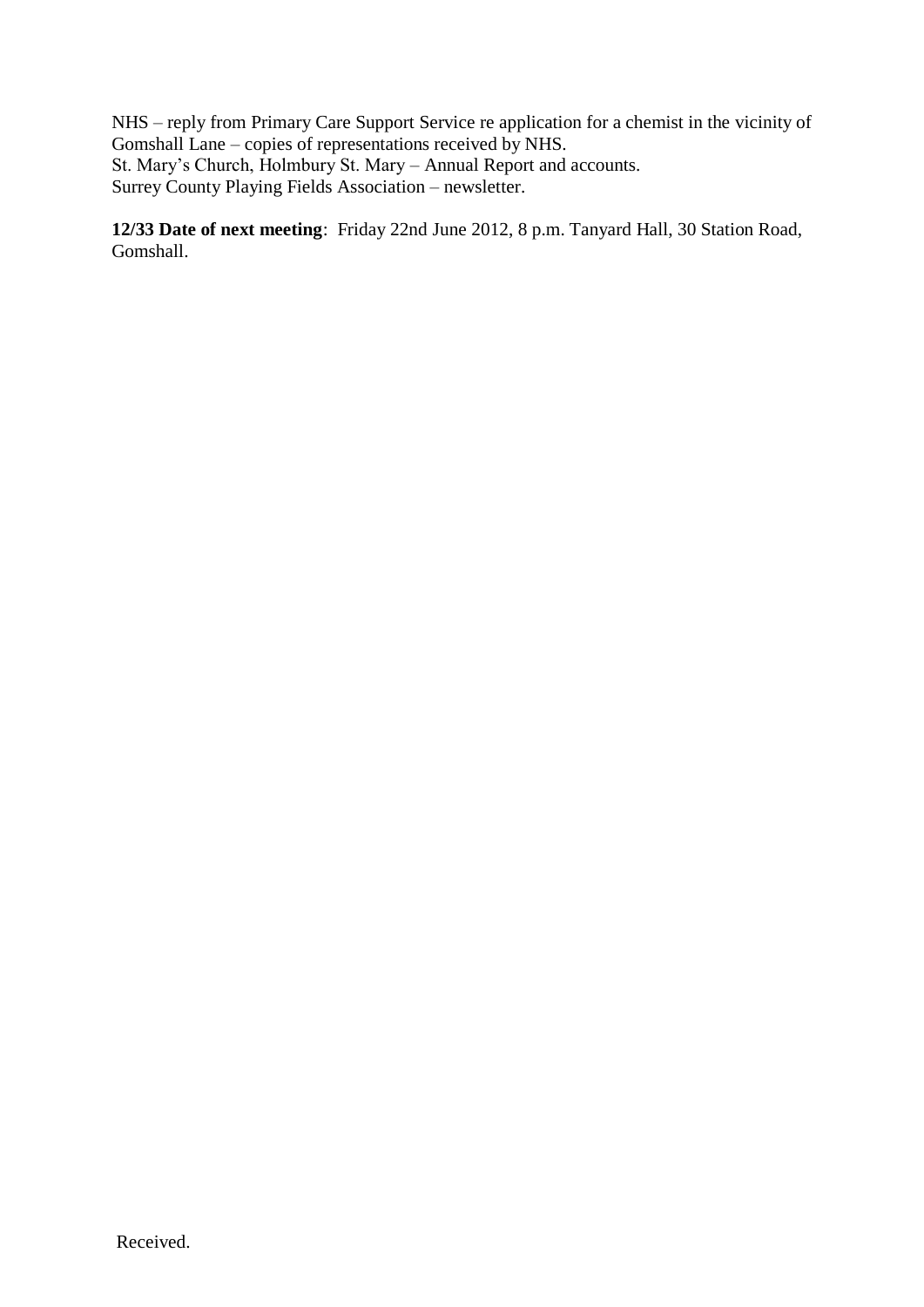NHS – reply from Primary Care Support Service re application for a chemist in the vicinity of Gomshall Lane – copies of representations received by NHS.
St. Mary's Church, Holmbury St. Mary – Annual Report and accounts.
Surrey County Playing Fields Association – newsletter.

**12/33 Date of next meeting**: Friday 22nd June 2012, 8 p.m. Tanyard Hall, 30 Station Road, Gomshall.

Received.